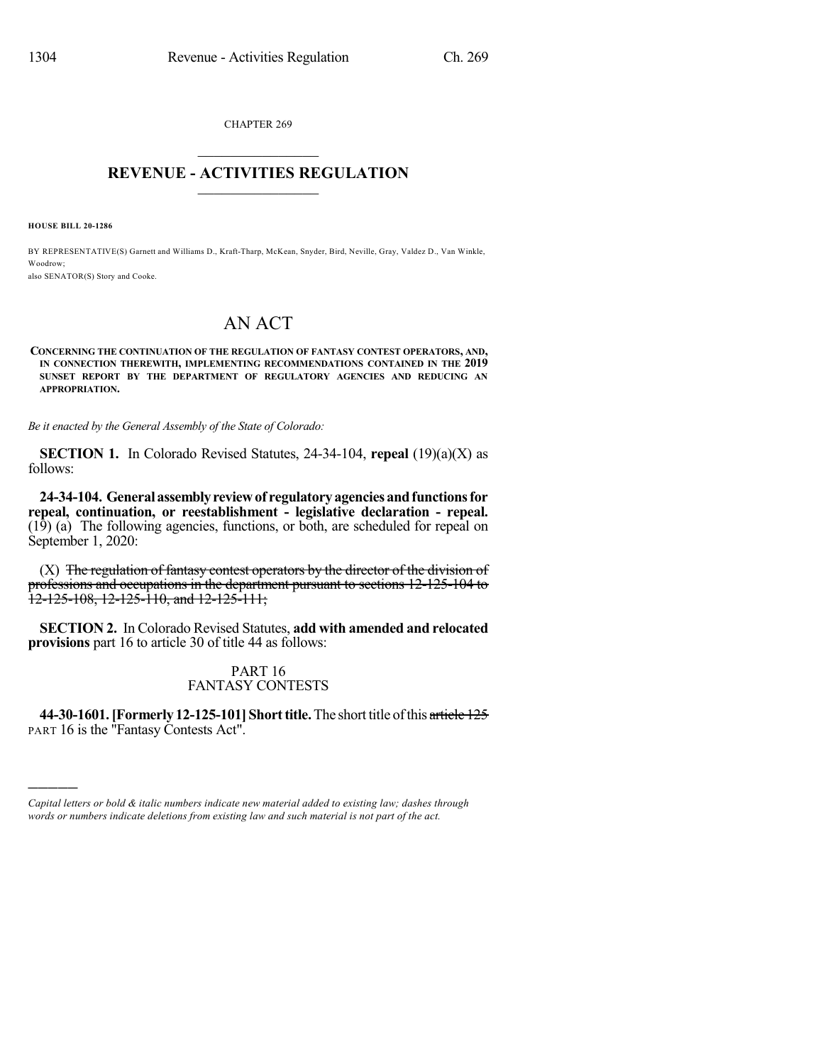CHAPTER 269

## REVENUE - ACTIVITIES REGULATION

**HOUSE BILL 20-1286**

BY REPRESENTATIVE(S) Garnett and Williams D., Kraft-Tharp, McKean, Snyder, Bird, Neville, Gray, Valdez D., Van Winkle, Woodrow;
also SENATOR(S) Story and Cooke.

# AN ACT

**CONCERNING THE CONTINUATION OF THE REGULATION OF FANTASY CONTEST OPERATORS, AND, IN CONNECTION THEREWITH, IMPLEMENTING RECOMMENDATIONS CONTAINED IN THE 2019 SUNSET REPORT BY THE DEPARTMENT OF REGULATORY AGENCIES AND REDUCING AN APPROPRIATION.**

*Be it enacted by the General Assembly of the State of Colorado:*

**SECTION 1.** In Colorado Revised Statutes, 24-34-104, **repeal** (19)(a)(X) as follows:

**24-34-104. General assembly review of regulatory agencies and functions for repeal, continuation, or reestablishment - legislative declaration - repeal.** (19) (a) The following agencies, functions, or both, are scheduled for repeal on September 1, 2020:

(X) ~~The regulation of fantasy contest operators by the director of the division of professions and occupations in the department pursuant to sections 12-125-104 to 12-125-108, 12-125-110, and 12-125-111;~~

**SECTION 2.** In Colorado Revised Statutes, **add with amended and relocated provisions** part 16 to article 30 of title 44 as follows:

PART 16
FANTASY CONTESTS

**44-30-1601. [Formerly 12-125-101] Short title.** The short title of this ~~article 125~~ PART 16 is the "Fantasy Contests Act".

---

*Capital letters or bold & italic numbers indicate new material added to existing law; dashes through words or numbers indicate deletions from existing law and such material is not part of the act.*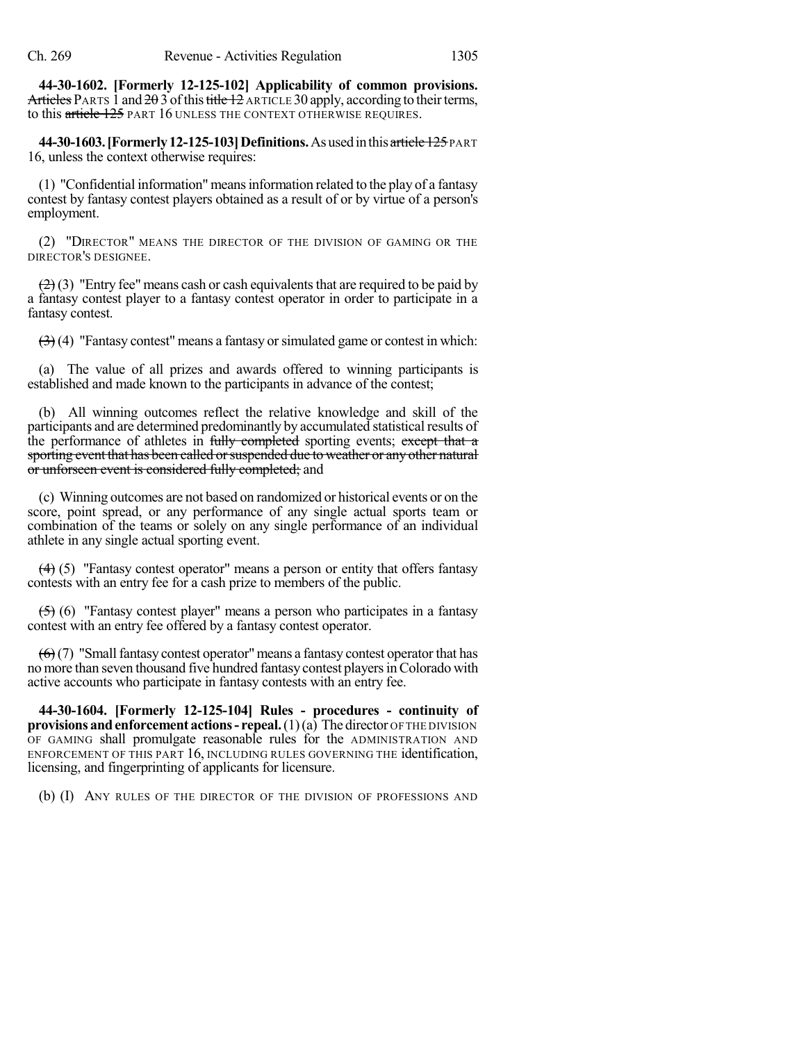**44-30-1602. [Formerly 12-125-102] Applicability of common provisions.** ~~Articles~~ PARTS 1 and ~~20~~ 3 of this ~~title 12~~ ARTICLE 30 apply, according to their terms, to this ~~article 125~~ PART 16 UNLESS THE CONTEXT OTHERWISE REQUIRES.

**44-30-1603. [Formerly 12-125-103] Definitions.** As used in this ~~article 125~~ PART 16, unless the context otherwise requires:

(1) "Confidential information" means information related to the play of a fantasy contest by fantasy contest players obtained as a result of or by virtue of a person's employment.

(2) "DIRECTOR" MEANS THE DIRECTOR OF THE DIVISION OF GAMING OR THE DIRECTOR'S DESIGNEE.

~~(2)~~ (3) "Entry fee" means cash or cash equivalents that are required to be paid by a fantasy contest player to a fantasy contest operator in order to participate in a fantasy contest.

~~(3)~~ (4) "Fantasy contest" means a fantasy or simulated game or contest in which:

(a) The value of all prizes and awards offered to winning participants is established and made known to the participants in advance of the contest;

(b) All winning outcomes reflect the relative knowledge and skill of the participants and are determined predominantly by accumulated statistical results of the performance of athletes in ~~fully completed~~ sporting events; ~~except that a sporting event that has been called or suspended due to weather or any other natural or unforseen event is considered fully completed;~~ and

(c) Winning outcomes are not based on randomized or historical events or on the score, point spread, or any performance of any single actual sports team or combination of the teams or solely on any single performance of an individual athlete in any single actual sporting event.

~~(4)~~ (5) "Fantasy contest operator" means a person or entity that offers fantasy contests with an entry fee for a cash prize to members of the public.

~~(5)~~ (6) "Fantasy contest player" means a person who participates in a fantasy contest with an entry fee offered by a fantasy contest operator.

~~(6)~~ (7) "Small fantasy contest operator" means a fantasy contest operator that has no more than seven thousand five hundred fantasy contest players in Colorado with active accounts who participate in fantasy contests with an entry fee.

**44-30-1604. [Formerly 12-125-104] Rules - procedures - continuity of provisions and enforcement actions - repeal.** (1) (a) The director OF THE DIVISION OF GAMING shall promulgate reasonable rules for the ADMINISTRATION AND ENFORCEMENT OF THIS PART 16, INCLUDING RULES GOVERNING THE identification, licensing, and fingerprinting of applicants for licensure.

(b) (I) ANY RULES OF THE DIRECTOR OF THE DIVISION OF PROFESSIONS AND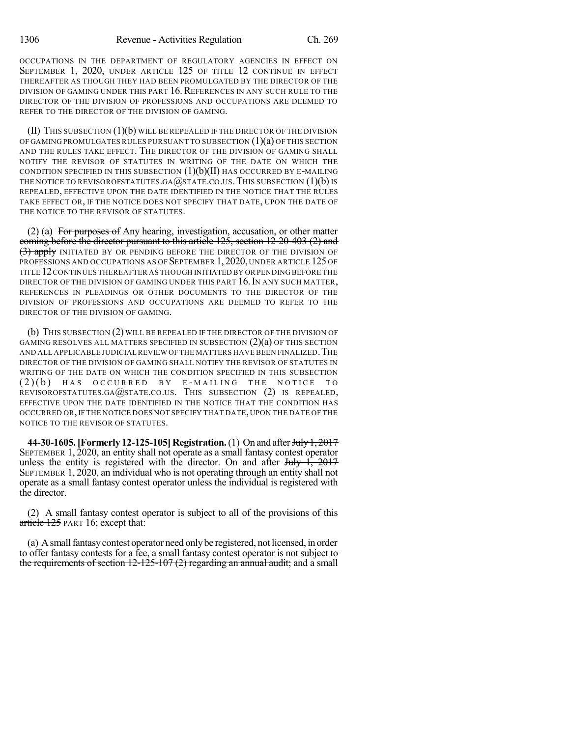OCCUPATIONS IN THE DEPARTMENT OF REGULATORY AGENCIES IN EFFECT ON SEPTEMBER 1, 2020, UNDER ARTICLE 125 OF TITLE 12 CONTINUE IN EFFECT THEREAFTER AS THOUGH THEY HAD BEEN PROMULGATED BY THE DIRECTOR OF THE DIVISION OF GAMING UNDER THIS PART 16. REFERENCES IN ANY SUCH RULE TO THE DIRECTOR OF THE DIVISION OF PROFESSIONS AND OCCUPATIONS ARE DEEMED TO REFER TO THE DIRECTOR OF THE DIVISION OF GAMING.

(II) THIS SUBSECTION (1)(b) WILL BE REPEALED IF THE DIRECTOR OF THE DIVISION OF GAMING PROMULGATES RULES PURSUANT TO SUBSECTION (1)(a) OF THIS SECTION AND THE RULES TAKE EFFECT. THE DIRECTOR OF THE DIVISION OF GAMING SHALL NOTIFY THE REVISOR OF STATUTES IN WRITING OF THE DATE ON WHICH THE CONDITION SPECIFIED IN THIS SUBSECTION (1)(b)(II) HAS OCCURRED BY E-MAILING THE NOTICE TO REVISOROFSTATUTES.GA@STATE.CO.US. THIS SUBSECTION (1)(b) IS REPEALED, EFFECTIVE UPON THE DATE IDENTIFIED IN THE NOTICE THAT THE RULES TAKE EFFECT OR, IF THE NOTICE DOES NOT SPECIFY THAT DATE, UPON THE DATE OF THE NOTICE TO THE REVISOR OF STATUTES.

(2) (a) ~~For purposes of~~ Any hearing, investigation, accusation, or other matter ~~coming before the director pursuant to this article 125, section 12-20-403 (2) and (3) apply~~ INITIATED BY OR PENDING BEFORE THE DIRECTOR OF THE DIVISION OF PROFESSIONS AND OCCUPATIONS AS OF SEPTEMBER 1, 2020, UNDER ARTICLE 125 OF TITLE 12 CONTINUES THEREAFTER AS THOUGH INITIATED BY OR PENDING BEFORE THE DIRECTOR OF THE DIVISION OF GAMING UNDER THIS PART 16. IN ANY SUCH MATTER, REFERENCES IN PLEADINGS OR OTHER DOCUMENTS TO THE DIRECTOR OF THE DIVISION OF PROFESSIONS AND OCCUPATIONS ARE DEEMED TO REFER TO THE DIRECTOR OF THE DIVISION OF GAMING.

(b) THIS SUBSECTION (2) WILL BE REPEALED IF THE DIRECTOR OF THE DIVISION OF GAMING RESOLVES ALL MATTERS SPECIFIED IN SUBSECTION (2)(a) OF THIS SECTION AND ALL APPLICABLE JUDICIAL REVIEW OF THE MATTERS HAVE BEEN FINALIZED. THE DIRECTOR OF THE DIVISION OF GAMING SHALL NOTIFY THE REVISOR OF STATUTES IN WRITING OF THE DATE ON WHICH THE CONDITION SPECIFIED IN THIS SUBSECTION (2)(b) HAS OCCURRED BY E-MAILING THE NOTICE TO REVISOROFSTATUTES.GA@STATE.CO.US. THIS SUBSECTION (2) IS REPEALED, EFFECTIVE UPON THE DATE IDENTIFIED IN THE NOTICE THAT THE CONDITION HAS OCCURRED OR, IF THE NOTICE DOES NOT SPECIFY THAT DATE, UPON THE DATE OF THE NOTICE TO THE REVISOR OF STATUTES.

**44-30-1605. [Formerly 12-125-105] Registration.** (1) On and after ~~July 1, 2017~~ SEPTEMBER 1, 2020, an entity shall not operate as a small fantasy contest operator unless the entity is registered with the director. On and after ~~July 1, 2017~~ SEPTEMBER 1, 2020, an individual who is not operating through an entity shall not operate as a small fantasy contest operator unless the individual is registered with the director.

(2) A small fantasy contest operator is subject to all of the provisions of this ~~article 125~~ PART 16; except that:

(a) A small fantasy contest operator need only be registered, not licensed, in order to offer fantasy contests for a fee, ~~a small fantasy contest operator is not subject to the requirements of section 12-125-107 (2) regarding an annual audit;~~ and a small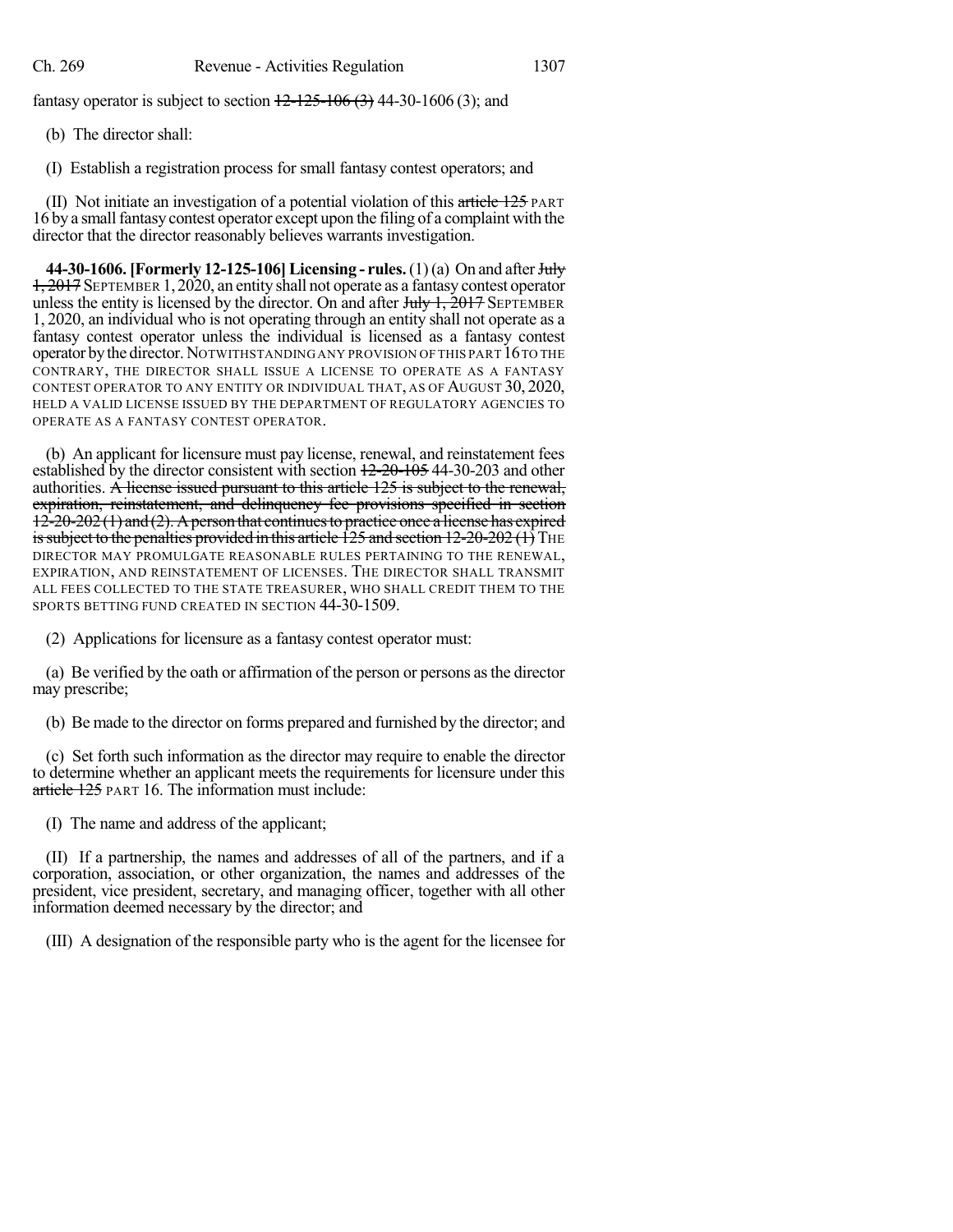fantasy operator is subject to section ~~12-125-106 (3)~~ 44-30-1606 (3); and

(b) The director shall:

(I) Establish a registration process for small fantasy contest operators; and

(II) Not initiate an investigation of a potential violation of this ~~article 125~~ PART 16 by a small fantasy contest operator except upon the filing of a complaint with the director that the director reasonably believes warrants investigation.

**44-30-1606. [Formerly 12-125-106] Licensing - rules.** (1) (a) On and after ~~July 1, 2017~~ SEPTEMBER 1, 2020, an entity shall not operate as a fantasy contest operator unless the entity is licensed by the director. On and after ~~July 1, 2017~~ SEPTEMBER 1, 2020, an individual who is not operating through an entity shall not operate as a fantasy contest operator unless the individual is licensed as a fantasy contest operator by the director. NOTWITHSTANDING ANY PROVISION OF THIS PART 16 TO THE CONTRARY, THE DIRECTOR SHALL ISSUE A LICENSE TO OPERATE AS A FANTASY CONTEST OPERATOR TO ANY ENTITY OR INDIVIDUAL THAT, AS OF AUGUST 30, 2020, HELD A VALID LICENSE ISSUED BY THE DEPARTMENT OF REGULATORY AGENCIES TO OPERATE AS A FANTASY CONTEST OPERATOR.

(b) An applicant for licensure must pay license, renewal, and reinstatement fees established by the director consistent with section ~~12-20-105~~ 44-30-203 and other authorities. ~~A license issued pursuant to this article 125 is subject to the renewal, expiration, reinstatement, and delinquency fee provisions specified in section 12-20-202 (1) and (2). A person that continues to practice once a license has expired is subject to the penalties provided in this article 125 and section 12-20-202 (1)~~ THE DIRECTOR MAY PROMULGATE REASONABLE RULES PERTAINING TO THE RENEWAL, EXPIRATION, AND REINSTATEMENT OF LICENSES. THE DIRECTOR SHALL TRANSMIT ALL FEES COLLECTED TO THE STATE TREASURER, WHO SHALL CREDIT THEM TO THE SPORTS BETTING FUND CREATED IN SECTION 44-30-1509.

(2) Applications for licensure as a fantasy contest operator must:

(a) Be verified by the oath or affirmation of the person or persons as the director may prescribe;

(b) Be made to the director on forms prepared and furnished by the director; and

(c) Set forth such information as the director may require to enable the director to determine whether an applicant meets the requirements for licensure under this ~~article 125~~ PART 16. The information must include:

(I) The name and address of the applicant;

(II) If a partnership, the names and addresses of all of the partners, and if a corporation, association, or other organization, the names and addresses of the president, vice president, secretary, and managing officer, together with all other information deemed necessary by the director; and

(III) A designation of the responsible party who is the agent for the licensee for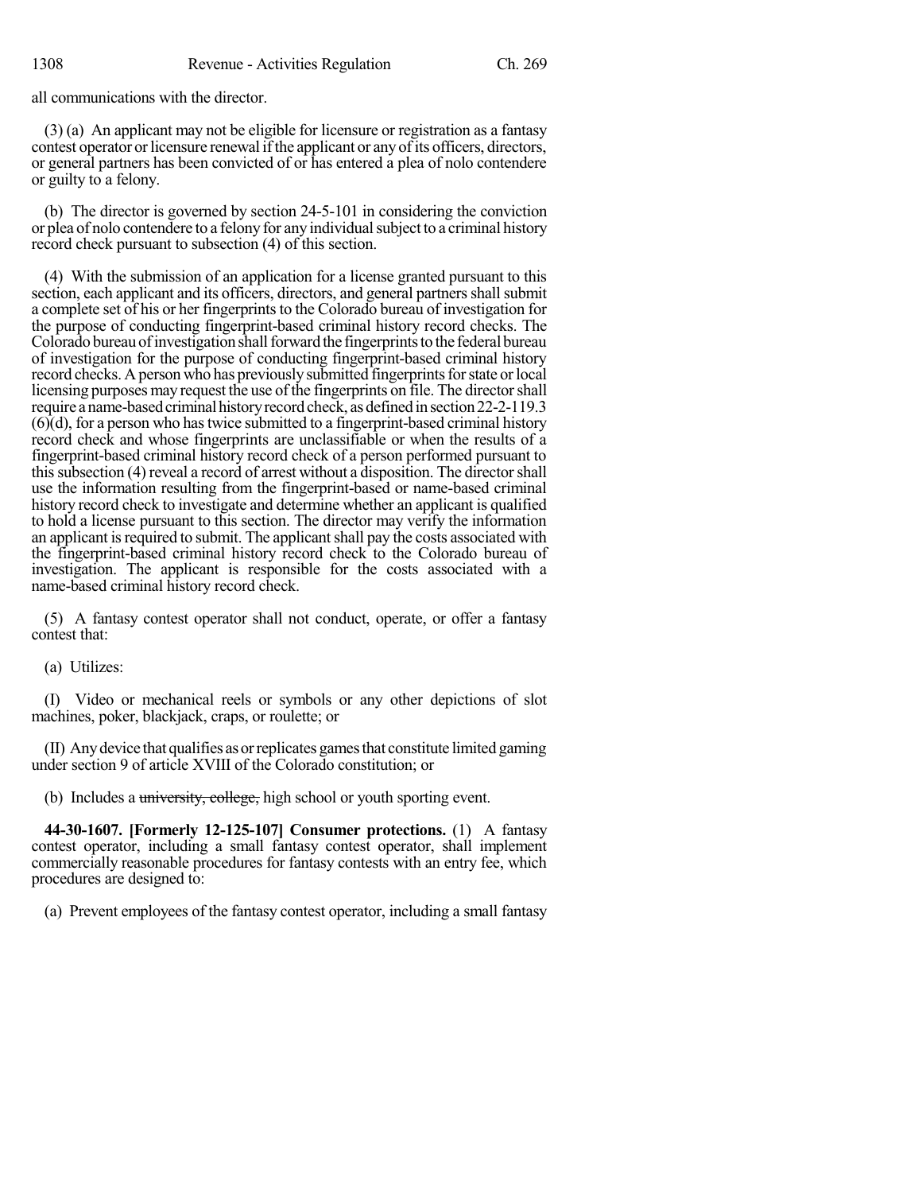all communications with the director.

(3) (a) An applicant may not be eligible for licensure or registration as a fantasy contest operator or licensure renewal if the applicant or any of its officers, directors, or general partners has been convicted of or has entered a plea of nolo contendere or guilty to a felony.

(b) The director is governed by section 24-5-101 in considering the conviction or plea of nolo contendere to a felony for any individual subject to a criminal history record check pursuant to subsection (4) of this section.

(4) With the submission of an application for a license granted pursuant to this section, each applicant and its officers, directors, and general partners shall submit a complete set of his or her fingerprints to the Colorado bureau of investigation for the purpose of conducting fingerprint-based criminal history record checks. The Colorado bureau of investigation shall forward the fingerprints to the federal bureau of investigation for the purpose of conducting fingerprint-based criminal history record checks. A person who has previously submitted fingerprints for state or local licensing purposes may request the use of the fingerprints on file. The director shall require a name-based criminal history record check, as defined in section 22-2-119.3 (6)(d), for a person who has twice submitted to a fingerprint-based criminal history record check and whose fingerprints are unclassifiable or when the results of a fingerprint-based criminal history record check of a person performed pursuant to this subsection (4) reveal a record of arrest without a disposition. The director shall use the information resulting from the fingerprint-based or name-based criminal history record check to investigate and determine whether an applicant is qualified to hold a license pursuant to this section. The director may verify the information an applicant is required to submit. The applicant shall pay the costs associated with the fingerprint-based criminal history record check to the Colorado bureau of investigation. The applicant is responsible for the costs associated with a name-based criminal history record check.

(5) A fantasy contest operator shall not conduct, operate, or offer a fantasy contest that:

(a) Utilizes:

(I) Video or mechanical reels or symbols or any other depictions of slot machines, poker, blackjack, craps, or roulette; or

(II) Any device that qualifies as or replicates games that constitute limited gaming under section 9 of article XVIII of the Colorado constitution; or

(b) Includes a ~~university, college,~~ high school or youth sporting event.

**44-30-1607. [Formerly 12-125-107] Consumer protections.** (1) A fantasy contest operator, including a small fantasy contest operator, shall implement commercially reasonable procedures for fantasy contests with an entry fee, which procedures are designed to:

(a) Prevent employees of the fantasy contest operator, including a small fantasy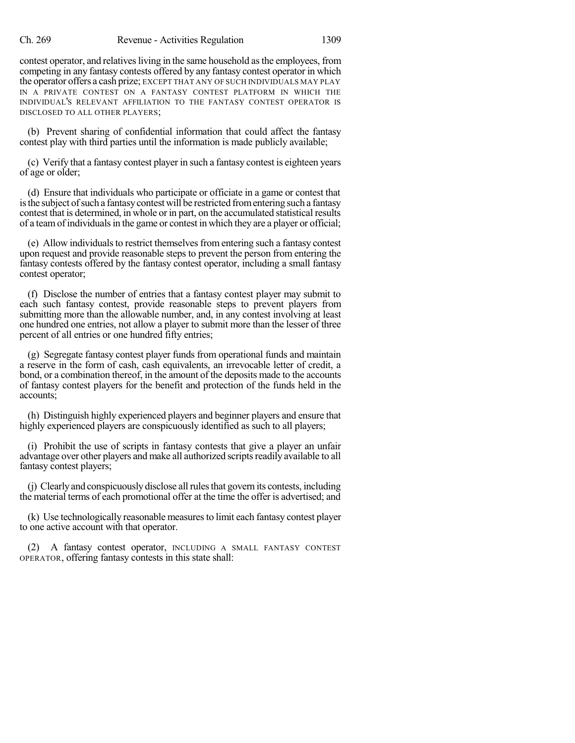contest operator, and relatives living in the same household as the employees, from competing in any fantasy contests offered by any fantasy contest operator in which the operator offers a cash prize; EXCEPT THAT ANY OF SUCH INDIVIDUALS MAY PLAY IN A PRIVATE CONTEST ON A FANTASY CONTEST PLATFORM IN WHICH THE INDIVIDUAL'S RELEVANT AFFILIATION TO THE FANTASY CONTEST OPERATOR IS DISCLOSED TO ALL OTHER PLAYERS;

(b) Prevent sharing of confidential information that could affect the fantasy contest play with third parties until the information is made publicly available;

(c) Verify that a fantasy contest player in such a fantasy contest is eighteen years of age or older;

(d) Ensure that individuals who participate or officiate in a game or contest that is the subject of such a fantasy contest will be restricted from entering such a fantasy contest that is determined, in whole or in part, on the accumulated statistical results of a team of individuals in the game or contest in which they are a player or official;

(e) Allow individuals to restrict themselves from entering such a fantasy contest upon request and provide reasonable steps to prevent the person from entering the fantasy contests offered by the fantasy contest operator, including a small fantasy contest operator;

(f) Disclose the number of entries that a fantasy contest player may submit to each such fantasy contest, provide reasonable steps to prevent players from submitting more than the allowable number, and, in any contest involving at least one hundred one entries, not allow a player to submit more than the lesser of three percent of all entries or one hundred fifty entries;

(g) Segregate fantasy contest player funds from operational funds and maintain a reserve in the form of cash, cash equivalents, an irrevocable letter of credit, a bond, or a combination thereof, in the amount of the deposits made to the accounts of fantasy contest players for the benefit and protection of the funds held in the accounts;

(h) Distinguish highly experienced players and beginner players and ensure that highly experienced players are conspicuously identified as such to all players;

(i) Prohibit the use of scripts in fantasy contests that give a player an unfair advantage over other players and make all authorized scripts readily available to all fantasy contest players;

(j) Clearly and conspicuously disclose all rules that govern its contests, including the material terms of each promotional offer at the time the offer is advertised; and

(k) Use technologically reasonable measures to limit each fantasy contest player to one active account with that operator.

(2) A fantasy contest operator, INCLUDING A SMALL FANTASY CONTEST OPERATOR, offering fantasy contests in this state shall: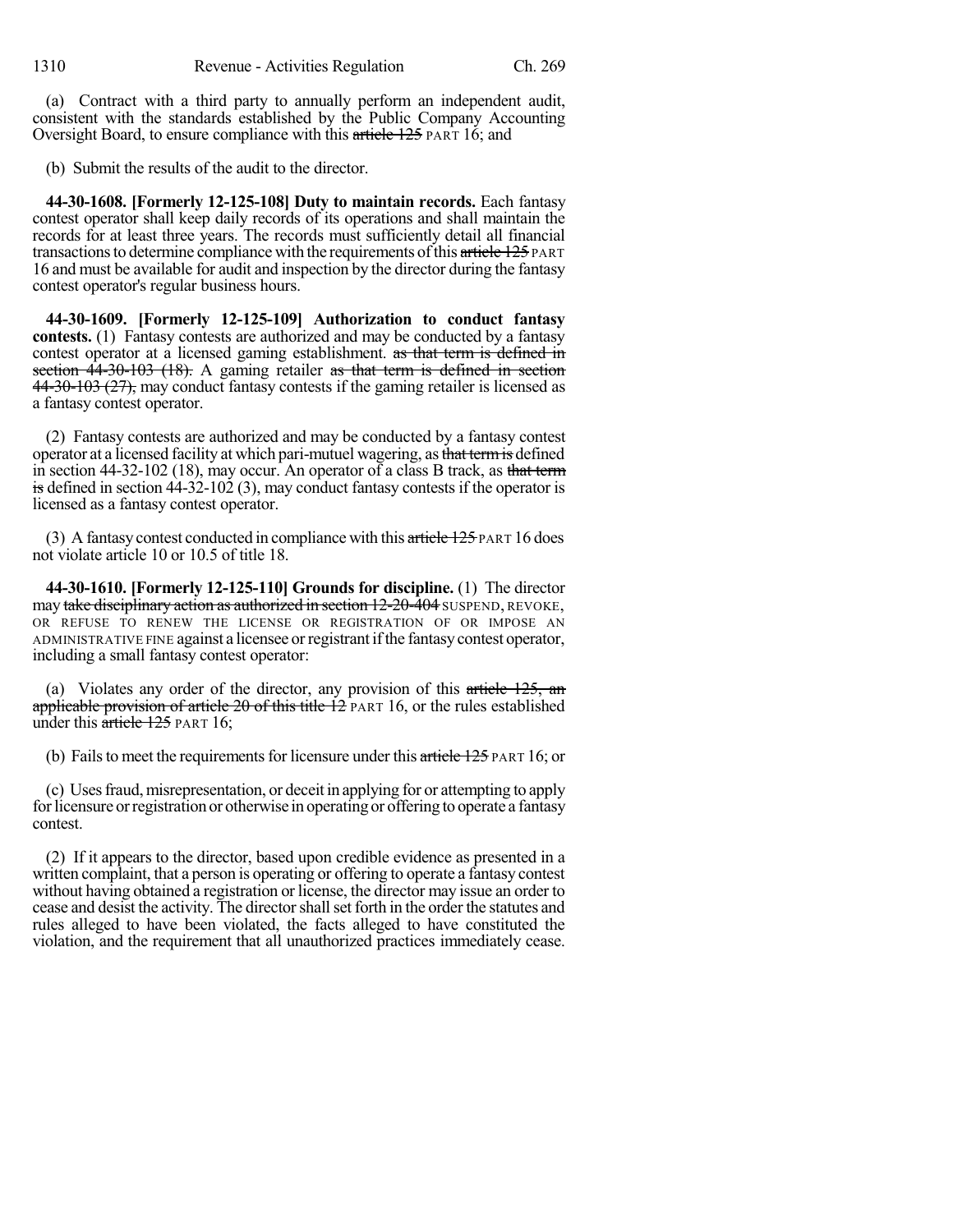(a) Contract with a third party to annually perform an independent audit, consistent with the standards established by the Public Company Accounting Oversight Board, to ensure compliance with this ~~article 125~~ PART 16; and

(b) Submit the results of the audit to the director.

**44-30-1608. [Formerly 12-125-108] Duty to maintain records.** Each fantasy contest operator shall keep daily records of its operations and shall maintain the records for at least three years. The records must sufficiently detail all financial transactions to determine compliance with the requirements of this ~~article 125~~ PART 16 and must be available for audit and inspection by the director during the fantasy contest operator's regular business hours.

**44-30-1609. [Formerly 12-125-109] Authorization to conduct fantasy contests.** (1) Fantasy contests are authorized and may be conducted by a fantasy contest operator at a licensed gaming establishment. ~~as that term is defined in section 44-30-103 (18).~~ A gaming retailer ~~as that term is defined in section 44-30-103 (27),~~ may conduct fantasy contests if the gaming retailer is licensed as a fantasy contest operator.

(2) Fantasy contests are authorized and may be conducted by a fantasy contest operator at a licensed facility at which pari-mutuel wagering, as ~~that term is~~ defined in section 44-32-102 (18), may occur. An operator of a class B track, as ~~that term is~~ defined in section 44-32-102 (3), may conduct fantasy contests if the operator is licensed as a fantasy contest operator.

(3) A fantasy contest conducted in compliance with this ~~article 125~~ PART 16 does not violate article 10 or 10.5 of title 18.

**44-30-1610. [Formerly 12-125-110] Grounds for discipline.** (1) The director may ~~take disciplinary action as authorized in section 12-20-404~~ SUSPEND, REVOKE, OR REFUSE TO RENEW THE LICENSE OR REGISTRATION OF OR IMPOSE AN ADMINISTRATIVE FINE against a licensee or registrant if the fantasy contest operator, including a small fantasy contest operator:

(a) Violates any order of the director, any provision of this ~~article 125, an applicable provision of article 20 of this title 12~~ PART 16, or the rules established under this ~~article 125~~ PART 16;

(b) Fails to meet the requirements for licensure under this ~~article 125~~ PART 16; or

(c) Uses fraud, misrepresentation, or deceit in applying for or attempting to apply for licensure or registration or otherwise in operating or offering to operate a fantasy contest.

(2) If it appears to the director, based upon credible evidence as presented in a written complaint, that a person is operating or offering to operate a fantasy contest without having obtained a registration or license, the director may issue an order to cease and desist the activity. The director shall set forth in the order the statutes and rules alleged to have been violated, the facts alleged to have constituted the violation, and the requirement that all unauthorized practices immediately cease.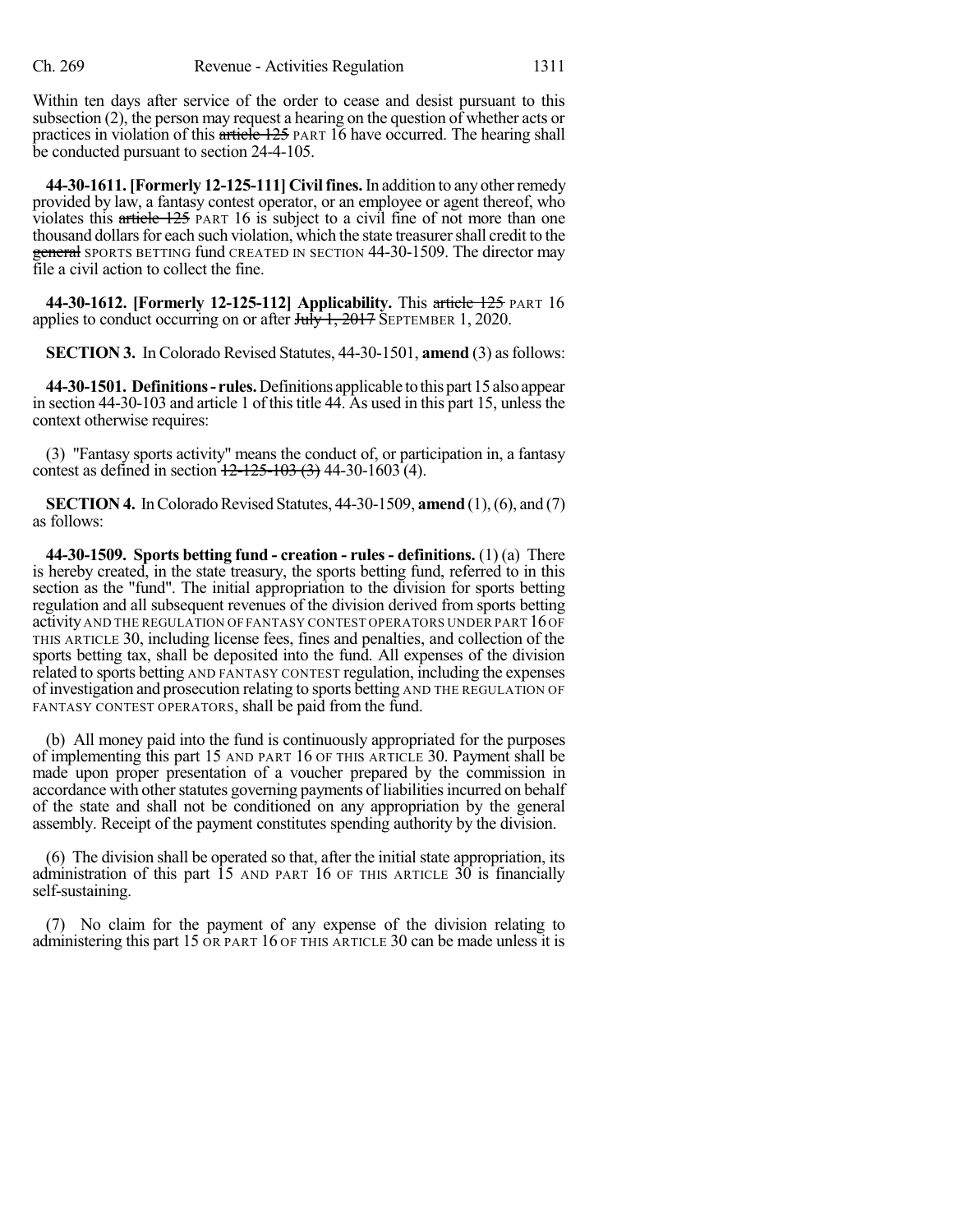Within ten days after service of the order to cease and desist pursuant to this subsection (2), the person may request a hearing on the question of whether acts or practices in violation of this ~~article 125~~ PART 16 have occurred. The hearing shall be conducted pursuant to section 24-4-105.

**44-30-1611. [Formerly 12-125-111] Civil fines.** In addition to any other remedy provided by law, a fantasy contest operator, or an employee or agent thereof, who violates this ~~article 125~~ PART 16 is subject to a civil fine of not more than one thousand dollars for each such violation, which the state treasurer shall credit to the ~~general~~ SPORTS BETTING fund CREATED IN SECTION 44-30-1509. The director may file a civil action to collect the fine.

**44-30-1612. [Formerly 12-125-112] Applicability.** This ~~article 125~~ PART 16 applies to conduct occurring on or after ~~July 1, 2017~~ SEPTEMBER 1, 2020.

**SECTION 3.** In Colorado Revised Statutes, 44-30-1501, **amend** (3) as follows:

**44-30-1501. Definitions - rules.** Definitions applicable to this part 15 also appear in section 44-30-103 and article 1 of this title 44. As used in this part 15, unless the context otherwise requires:

(3) "Fantasy sports activity" means the conduct of, or participation in, a fantasy contest as defined in section ~~12-125-103 (3)~~ 44-30-1603 (4).

**SECTION 4.** In Colorado Revised Statutes, 44-30-1509, **amend** (1), (6), and (7) as follows:

**44-30-1509. Sports betting fund - creation - rules - definitions.** (1) (a) There is hereby created, in the state treasury, the sports betting fund, referred to in this section as the "fund". The initial appropriation to the division for sports betting regulation and all subsequent revenues of the division derived from sports betting activity AND THE REGULATION OF FANTASY CONTEST OPERATORS UNDER PART 16 OF THIS ARTICLE 30, including license fees, fines and penalties, and collection of the sports betting tax, shall be deposited into the fund. All expenses of the division related to sports betting AND FANTASY CONTEST regulation, including the expenses of investigation and prosecution relating to sports betting AND THE REGULATION OF FANTASY CONTEST OPERATORS, shall be paid from the fund.

(b) All money paid into the fund is continuously appropriated for the purposes of implementing this part 15 AND PART 16 OF THIS ARTICLE 30. Payment shall be made upon proper presentation of a voucher prepared by the commission in accordance with other statutes governing payments of liabilities incurred on behalf of the state and shall not be conditioned on any appropriation by the general assembly. Receipt of the payment constitutes spending authority by the division.

(6) The division shall be operated so that, after the initial state appropriation, its administration of this part 15 AND PART 16 OF THIS ARTICLE 30 is financially self-sustaining.

(7) No claim for the payment of any expense of the division relating to administering this part 15 OR PART 16 OF THIS ARTICLE 30 can be made unless it is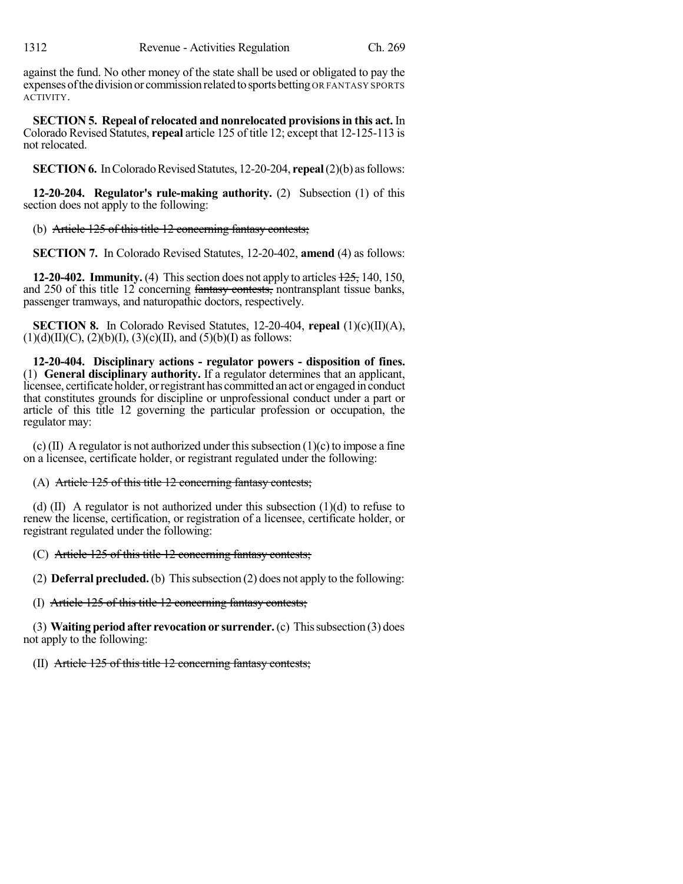against the fund. No other money of the state shall be used or obligated to pay the expenses of the division or commission related to sports betting OR FANTASY SPORTS ACTIVITY.

**SECTION 5. Repeal of relocated and nonrelocated provisions in this act.** In Colorado Revised Statutes, **repeal** article 125 of title 12; except that 12-125-113 is not relocated.

**SECTION 6.** In Colorado Revised Statutes, 12-20-204, **repeal** (2)(b) as follows:

**12-20-204. Regulator's rule-making authority.** (2) Subsection (1) of this section does not apply to the following:

(b) ~~Article 125 of this title 12 concerning fantasy contests;~~

**SECTION 7.** In Colorado Revised Statutes, 12-20-402, **amend** (4) as follows:

**12-20-402. Immunity.** (4) This section does not apply to articles ~~125,~~ 140, 150, and 250 of this title 12 concerning ~~fantasy contests,~~ nontransplant tissue banks, passenger tramways, and naturopathic doctors, respectively.

**SECTION 8.** In Colorado Revised Statutes, 12-20-404, **repeal** (1)(c)(II)(A), (1)(d)(II)(C), (2)(b)(I), (3)(c)(II), and (5)(b)(I) as follows:

**12-20-404. Disciplinary actions - regulator powers - disposition of fines.** (1) **General disciplinary authority.** If a regulator determines that an applicant, licensee, certificate holder, or registrant has committed an act or engaged in conduct that constitutes grounds for discipline or unprofessional conduct under a part or article of this title 12 governing the particular profession or occupation, the regulator may:

(c) (II) A regulator is not authorized under this subsection (1)(c) to impose a fine on a licensee, certificate holder, or registrant regulated under the following:

(A) ~~Article 125 of this title 12 concerning fantasy contests;~~

(d) (II) A regulator is not authorized under this subsection (1)(d) to refuse to renew the license, certification, or registration of a licensee, certificate holder, or registrant regulated under the following:

(C) ~~Article 125 of this title 12 concerning fantasy contests;~~

(2) **Deferral precluded.** (b) This subsection (2) does not apply to the following:

(I) ~~Article 125 of this title 12 concerning fantasy contests;~~

(3) **Waiting period after revocation or surrender.** (c) This subsection (3) does not apply to the following:

(II) ~~Article 125 of this title 12 concerning fantasy contests;~~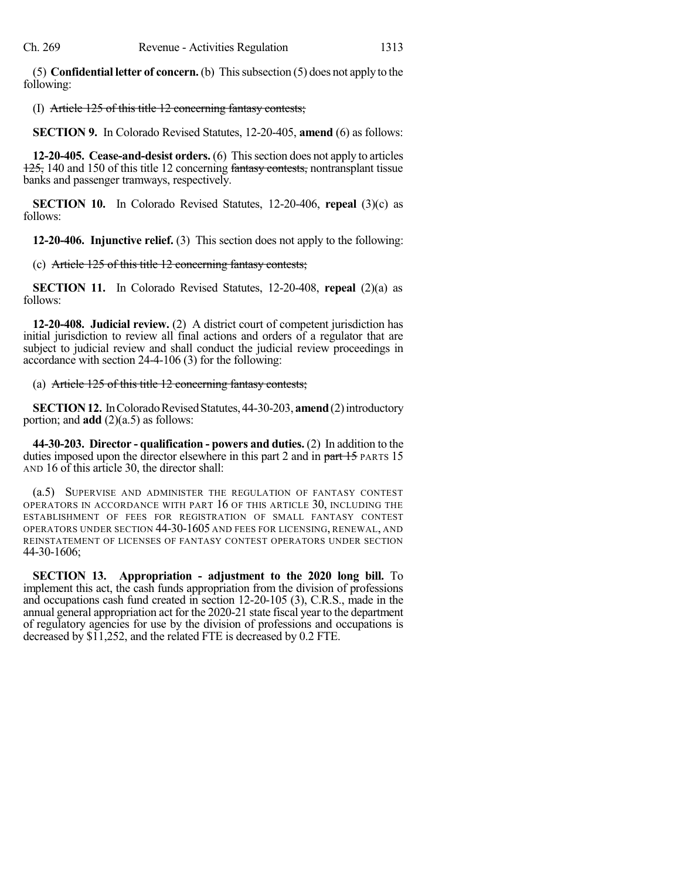(5) **Confidential letter of concern.** (b) This subsection (5) does not apply to the following:

(I) ~~Article 125 of this title 12 concerning fantasy contests;~~

**SECTION 9.** In Colorado Revised Statutes, 12-20-405, **amend** (6) as follows:

**12-20-405. Cease-and-desist orders.** (6) This section does not apply to articles ~~125,~~ 140 and 150 of this title 12 concerning ~~fantasy contests,~~ nontransplant tissue banks and passenger tramways, respectively.

**SECTION 10.** In Colorado Revised Statutes, 12-20-406, **repeal** (3)(c) as follows:

**12-20-406. Injunctive relief.** (3) This section does not apply to the following:

(c) ~~Article 125 of this title 12 concerning fantasy contests;~~

**SECTION 11.** In Colorado Revised Statutes, 12-20-408, **repeal** (2)(a) as follows:

**12-20-408. Judicial review.** (2) A district court of competent jurisdiction has initial jurisdiction to review all final actions and orders of a regulator that are subject to judicial review and shall conduct the judicial review proceedings in accordance with section 24-4-106 (3) for the following:

(a) ~~Article 125 of this title 12 concerning fantasy contests;~~

**SECTION 12.** In Colorado Revised Statutes, 44-30-203, **amend** (2) introductory portion; and **add** (2)(a.5) as follows:

**44-30-203. Director - qualification - powers and duties.** (2) In addition to the duties imposed upon the director elsewhere in this part 2 and in ~~part 15~~ PARTS 15 AND 16 of this article 30, the director shall:

(a.5) SUPERVISE AND ADMINISTER THE REGULATION OF FANTASY CONTEST OPERATORS IN ACCORDANCE WITH PART 16 OF THIS ARTICLE 30, INCLUDING THE ESTABLISHMENT OF FEES FOR REGISTRATION OF SMALL FANTASY CONTEST OPERATORS UNDER SECTION 44-30-1605 AND FEES FOR LICENSING, RENEWAL, AND REINSTATEMENT OF LICENSES OF FANTASY CONTEST OPERATORS UNDER SECTION 44-30-1606;

**SECTION 13. Appropriation - adjustment to the 2020 long bill.** To implement this act, the cash funds appropriation from the division of professions and occupations cash fund created in section 12-20-105 (3), C.R.S., made in the annual general appropriation act for the 2020-21 state fiscal year to the department of regulatory agencies for use by the division of professions and occupations is decreased by $11,252, and the related FTE is decreased by 0.2 FTE.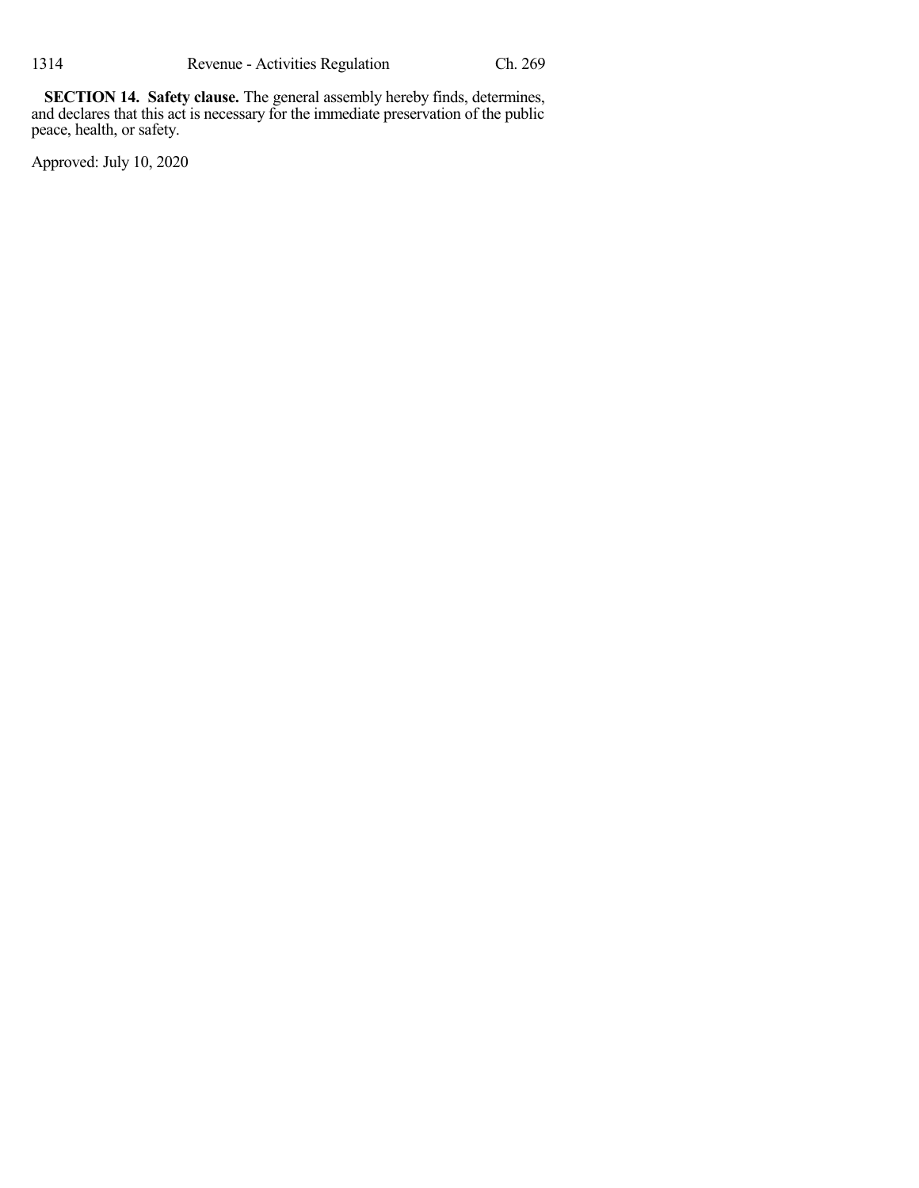**SECTION 14. Safety clause.** The general assembly hereby finds, determines, and declares that this act is necessary for the immediate preservation of the public peace, health, or safety.

Approved: July 10, 2020